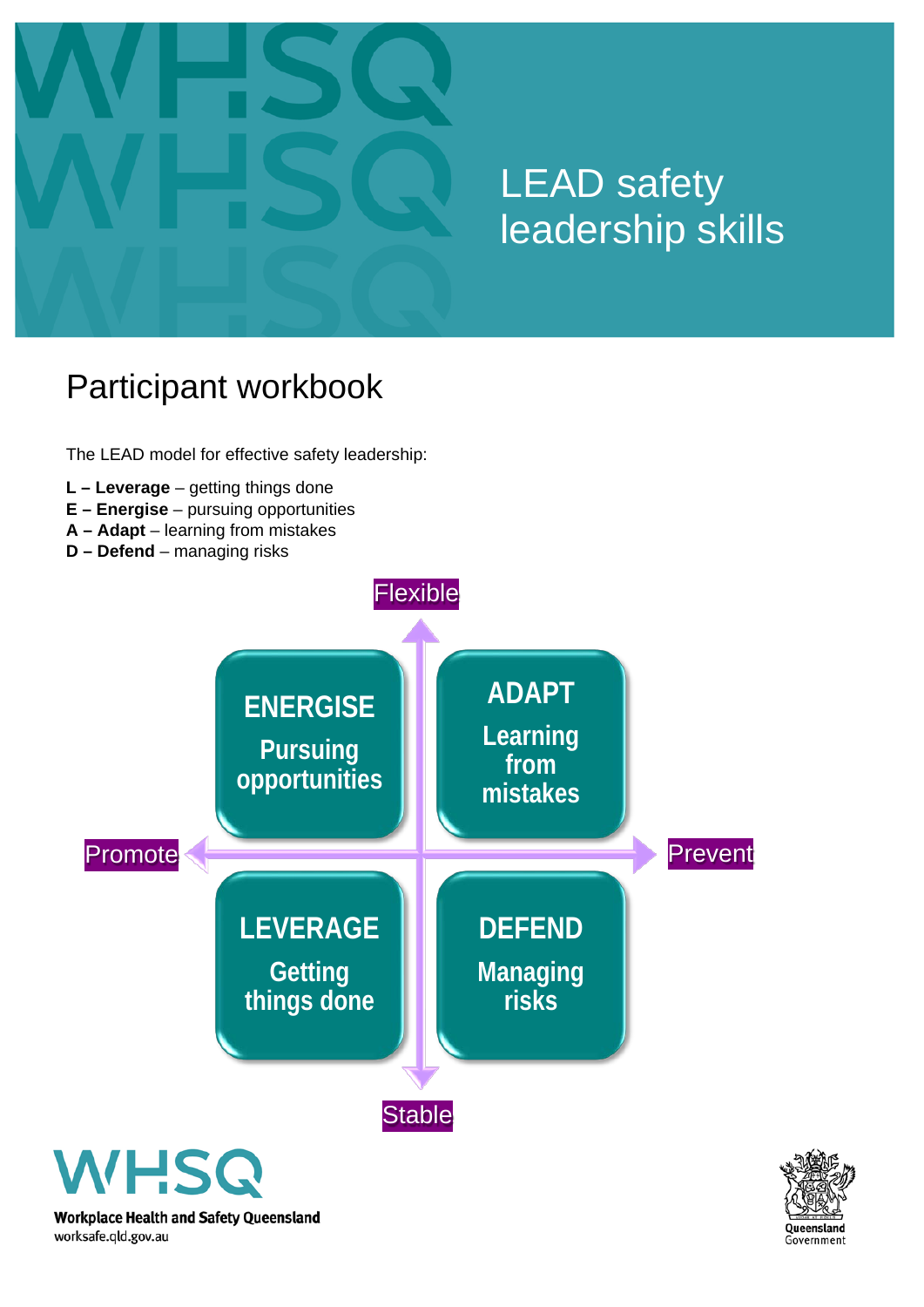# LEAD safety leadership skills

## Participant workbook

The LEAD model for effective safety leadership:

**L – Leverage** – getting things done
**E – Energise** – pursuing opportunities
**A – Adapt** – learning from mistakes
**D – Defend** – managing risks

Flexible

| | Promote | Prevent |
|---|---|---|
| **Flexible** | **ENERGISE** Pursuing opportunities | **ADAPT** Learning from mistakes |
| **Stable** | **LEVERAGE** Getting things done | **DEFEND** Managing risks |

Stable

**Workplace Health and Safety Queensland**
worksafe.qld.gov.au

Queensland Government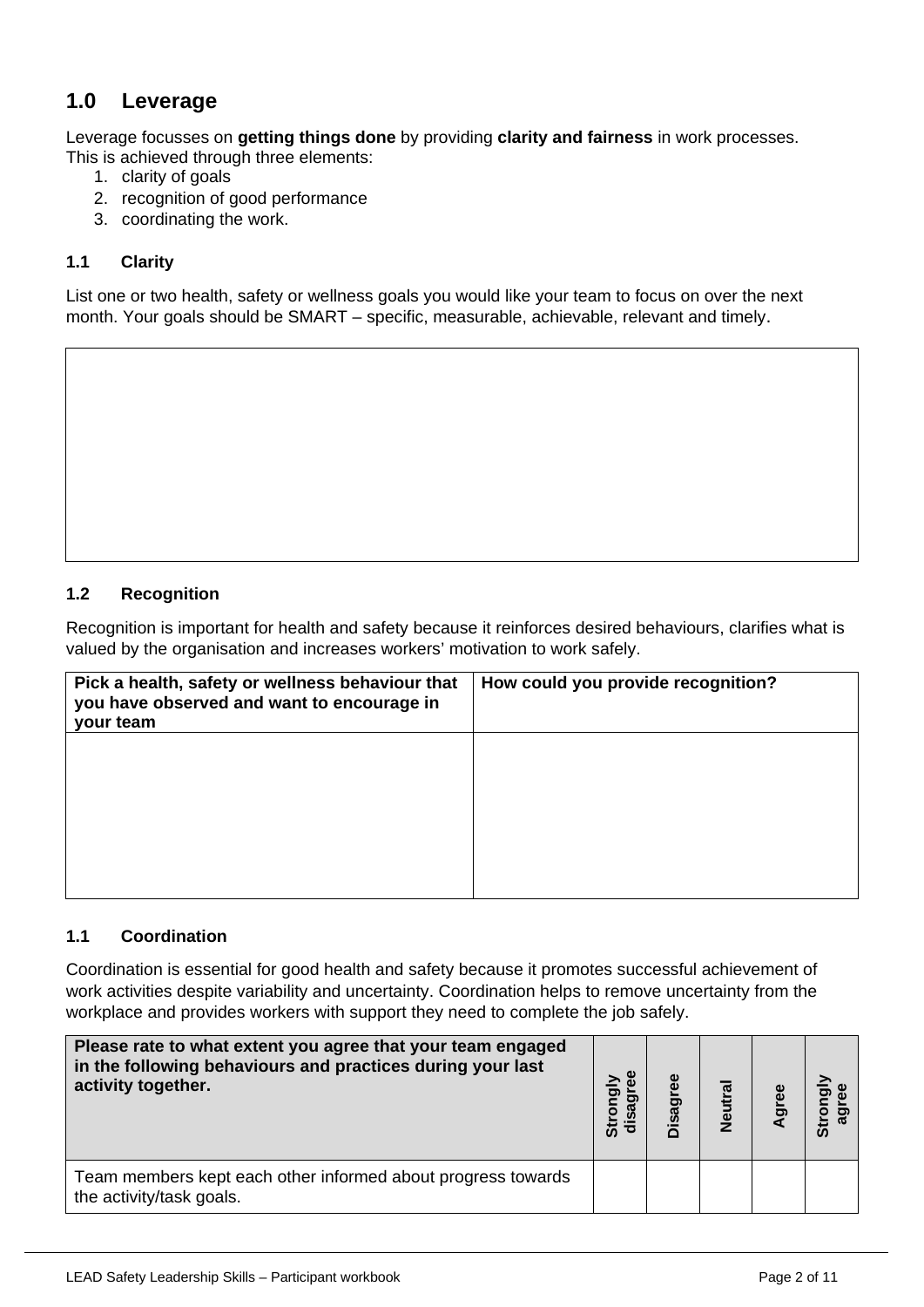## 1.0 Leverage

Leverage focusses on **getting things done** by providing **clarity and fairness** in work processes. This is achieved through three elements:

1. clarity of goals
2. recognition of good performance
3. coordinating the work.

### 1.1 Clarity

List one or two health, safety or wellness goals you would like your team to focus on over the next month. Your goals should be SMART – specific, measurable, achievable, relevant and timely.

| |
|---|
| |

### 1.2 Recognition

Recognition is important for health and safety because it reinforces desired behaviours, clarifies what is valued by the organisation and increases workers' motivation to work safely.

| Pick a health, safety or wellness behaviour that you have observed and want to encourage in your team | How could you provide recognition? |
|---|---|
| | |

### 1.1 Coordination

Coordination is essential for good health and safety because it promotes successful achievement of work activities despite variability and uncertainty. Coordination helps to remove uncertainty from the workplace and provides workers with support they need to complete the job safely.

| Please rate to what extent you agree that your team engaged in the following behaviours and practices during your last activity together. | Strongly disagree | Disagree | Neutral | Agree | Strongly agree |
|---|---|---|---|---|---|
| Team members kept each other informed about progress towards the activity/task goals. | | | | | |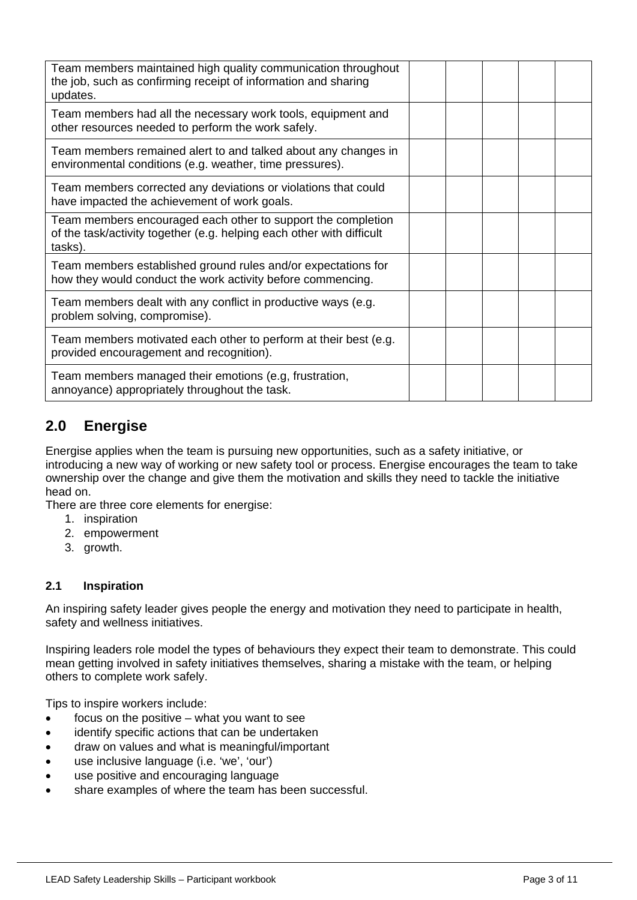| | | | | | |
|---|---|---|---|---|---|
| Team members maintained high quality communication throughout the job, such as confirming receipt of information and sharing updates. | | | | | |
| Team members had all the necessary work tools, equipment and other resources needed to perform the work safely. | | | | | |
| Team members remained alert to and talked about any changes in environmental conditions (e.g. weather, time pressures). | | | | | |
| Team members corrected any deviations or violations that could have impacted the achievement of work goals. | | | | | |
| Team members encouraged each other to support the completion of the task/activity together (e.g. helping each other with difficult tasks). | | | | | |
| Team members established ground rules and/or expectations for how they would conduct the work activity before commencing. | | | | | |
| Team members dealt with any conflict in productive ways (e.g. problem solving, compromise). | | | | | |
| Team members motivated each other to perform at their best (e.g. provided encouragement and recognition). | | | | | |
| Team members managed their emotions (e.g, frustration, annoyance) appropriately throughout the task. | | | | | |

## 2.0 Energise

Energise applies when the team is pursuing new opportunities, such as a safety initiative, or introducing a new way of working or new safety tool or process. Energise encourages the team to take ownership over the change and give them the motivation and skills they need to tackle the initiative head on.

There are three core elements for energise:

1. inspiration
2. empowerment
3. growth.

### 2.1 Inspiration

An inspiring safety leader gives people the energy and motivation they need to participate in health, safety and wellness initiatives.

Inspiring leaders role model the types of behaviours they expect their team to demonstrate. This could mean getting involved in safety initiatives themselves, sharing a mistake with the team, or helping others to complete work safely.

Tips to inspire workers include:

- focus on the positive – what you want to see
- identify specific actions that can be undertaken
- draw on values and what is meaningful/important
- use inclusive language (i.e. 'we', 'our')
- use positive and encouraging language
- share examples of where the team has been successful.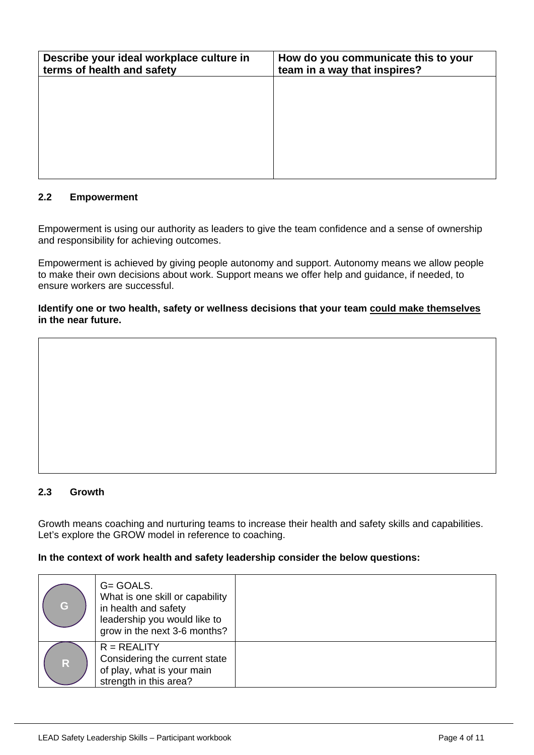| Describe your ideal workplace culture in terms of health and safety | How do you communicate this to your team in a way that inspires? |
|---|---|
| | |

### 2.2 Empowerment

Empowerment is using our authority as leaders to give the team confidence and a sense of ownership and responsibility for achieving outcomes.

Empowerment is achieved by giving people autonomy and support. Autonomy means we allow people to make their own decisions about work. Support means we offer help and guidance, if needed, to ensure workers are successful.

**Identify one or two health, safety or wellness decisions that your team <u>could make themselves</u> in the near future.**

| |
|---|
| |

### 2.3 Growth

Growth means coaching and nurturing teams to increase their health and safety skills and capabilities. Let's explore the GROW model in reference to coaching.

**In the context of work health and safety leadership consider the below questions:**

| | | |
|---|---|---|
| G | G= GOALS. What is one skill or capability in health and safety leadership you would like to grow in the next 3-6 months? | |
| R | R = REALITY Considering the current state of play, what is your main strength in this area? | |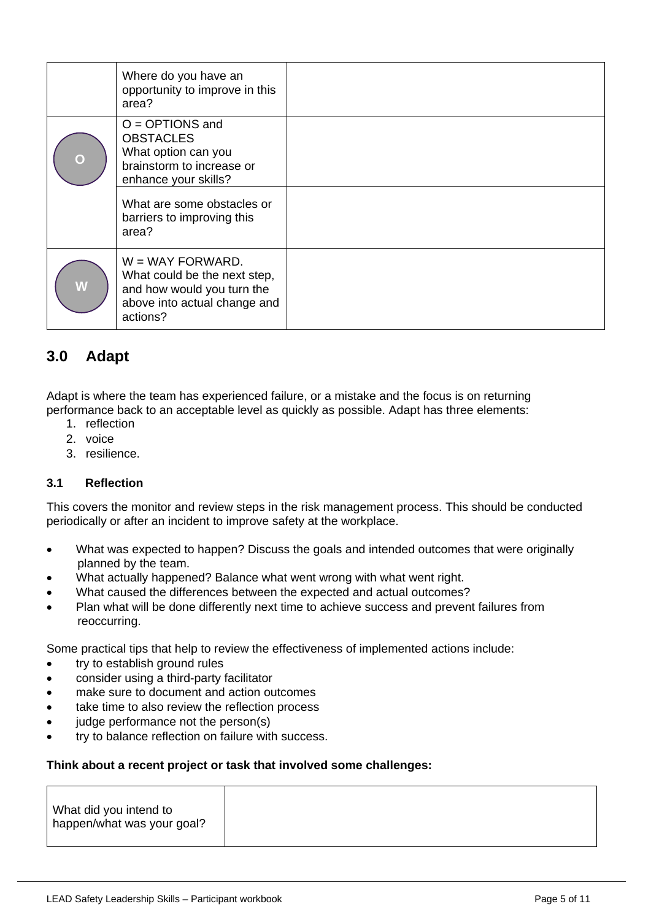| | | |
|---|---|---|
| | Where do you have an opportunity to improve in this area? | |
| O | O = OPTIONS and OBSTACLES<br>What option can you brainstorm to increase or enhance your skills? | |
| | What are some obstacles or barriers to improving this area? | |
| W | W = WAY FORWARD.<br>What could be the next step, and how would you turn the above into actual change and actions? | |

## 3.0 Adapt

Adapt is where the team has experienced failure, or a mistake and the focus is on returning performance back to an acceptable level as quickly as possible. Adapt has three elements:

1. reflection
2. voice
3. resilience.

### 3.1 Reflection

This covers the monitor and review steps in the risk management process. This should be conducted periodically or after an incident to improve safety at the workplace.

- What was expected to happen? Discuss the goals and intended outcomes that were originally planned by the team.
- What actually happened? Balance what went wrong with what went right.
- What caused the differences between the expected and actual outcomes?
- Plan what will be done differently next time to achieve success and prevent failures from reoccurring.

Some practical tips that help to review the effectiveness of implemented actions include:

- try to establish ground rules
- consider using a third-party facilitator
- make sure to document and action outcomes
- take time to also review the reflection process
- judge performance not the person(s)
- try to balance reflection on failure with success.

**Think about a recent project or task that involved some challenges:**

| | |
|---|---|
| What did you intend to happen/what was your goal? | |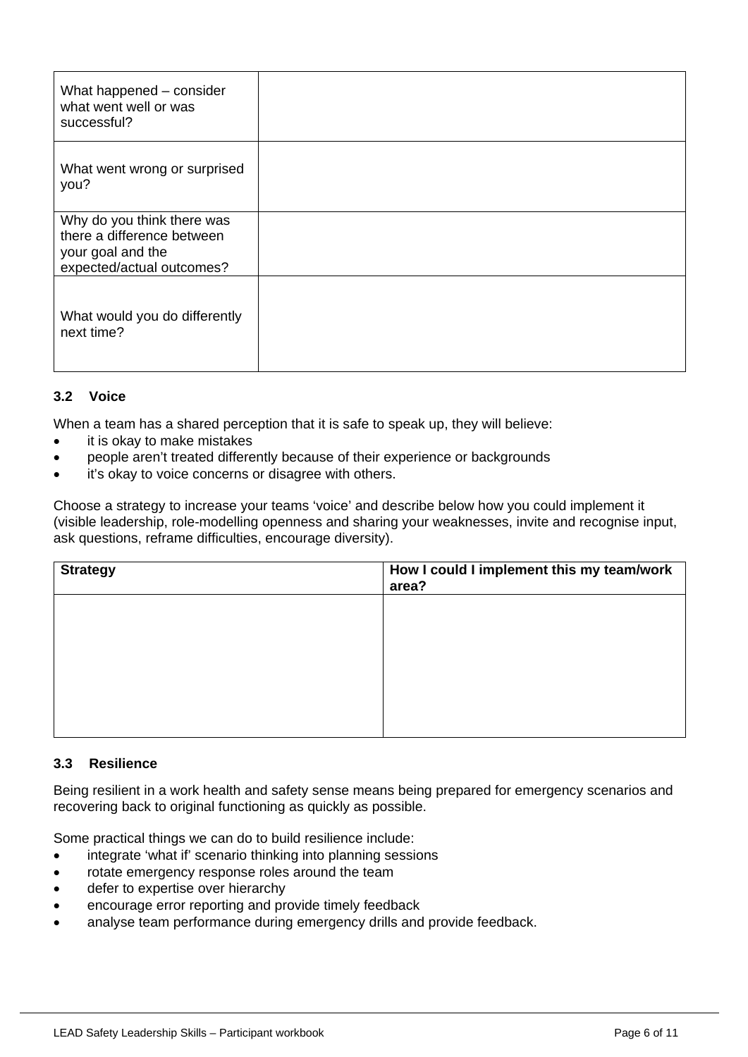| What happened – consider what went well or was successful? | |
|---|---|
| What went wrong or surprised you? | |
| Why do you think there was there a difference between your goal and the expected/actual outcomes? | |
| What would you do differently next time? | |

### 3.2 Voice

When a team has a shared perception that it is safe to speak up, they will believe:

- it is okay to make mistakes
- people aren't treated differently because of their experience or backgrounds
- it's okay to voice concerns or disagree with others.

Choose a strategy to increase your teams 'voice' and describe below how you could implement it (visible leadership, role-modelling openness and sharing your weaknesses, invite and recognise input, ask questions, reframe difficulties, encourage diversity).

| Strategy | How I could I implement this my team/work area? |
|---|---|
| | |

### 3.3 Resilience

Being resilient in a work health and safety sense means being prepared for emergency scenarios and recovering back to original functioning as quickly as possible.

Some practical things we can do to build resilience include:

- integrate 'what if' scenario thinking into planning sessions
- rotate emergency response roles around the team
- defer to expertise over hierarchy
- encourage error reporting and provide timely feedback
- analyse team performance during emergency drills and provide feedback.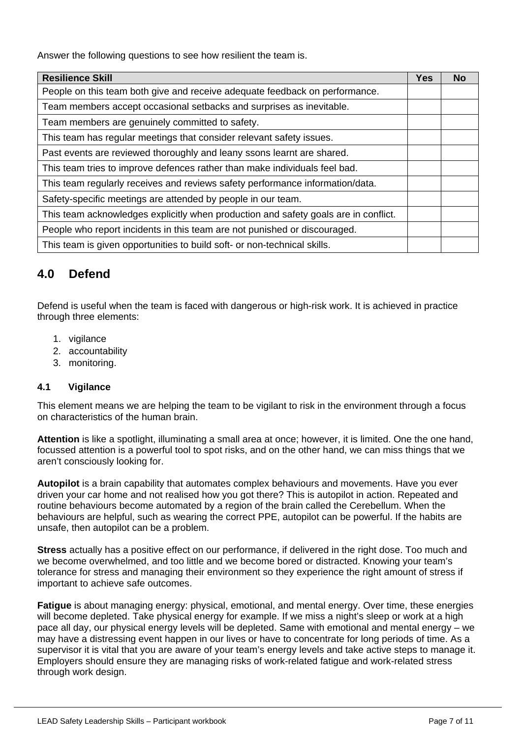Answer the following questions to see how resilient the team is.

| Resilience Skill | Yes | No |
| --- | --- | --- |
| People on this team both give and receive adequate feedback on performance. | | |
| Team members accept occasional setbacks and surprises as inevitable. | | |
| Team members are genuinely committed to safety. | | |
| This team has regular meetings that consider relevant safety issues. | | |
| Past events are reviewed thoroughly and leany ssons learnt are shared. | | |
| This team tries to improve defences rather than make individuals feel bad. | | |
| This team regularly receives and reviews safety performance information/data. | | |
| Safety-specific meetings are attended by people in our team. | | |
| This team acknowledges explicitly when production and safety goals are in conflict. | | |
| People who report incidents in this team are not punished or discouraged. | | |
| This team is given opportunities to build soft- or non-technical skills. | | |

## 4.0 Defend

Defend is useful when the team is faced with dangerous or high-risk work. It is achieved in practice through three elements:

1. vigilance
2. accountability
3. monitoring.

### 4.1 Vigilance

This element means we are helping the team to be vigilant to risk in the environment through a focus on characteristics of the human brain.

**Attention** is like a spotlight, illuminating a small area at once; however, it is limited. One the one hand, focussed attention is a powerful tool to spot risks, and on the other hand, we can miss things that we aren't consciously looking for.

**Autopilot** is a brain capability that automates complex behaviours and movements. Have you ever driven your car home and not realised how you got there? This is autopilot in action. Repeated and routine behaviours become automated by a region of the brain called the Cerebellum. When the behaviours are helpful, such as wearing the correct PPE, autopilot can be powerful. If the habits are unsafe, then autopilot can be a problem.

**Stress** actually has a positive effect on our performance, if delivered in the right dose. Too much and we become overwhelmed, and too little and we become bored or distracted. Knowing your team's tolerance for stress and managing their environment so they experience the right amount of stress if important to achieve safe outcomes.

**Fatigue** is about managing energy: physical, emotional, and mental energy. Over time, these energies will become depleted. Take physical energy for example. If we miss a night's sleep or work at a high pace all day, our physical energy levels will be depleted. Same with emotional and mental energy – we may have a distressing event happen in our lives or have to concentrate for long periods of time. As a supervisor it is vital that you are aware of your team's energy levels and take active steps to manage it. Employers should ensure they are managing risks of work-related fatigue and work-related stress through work design.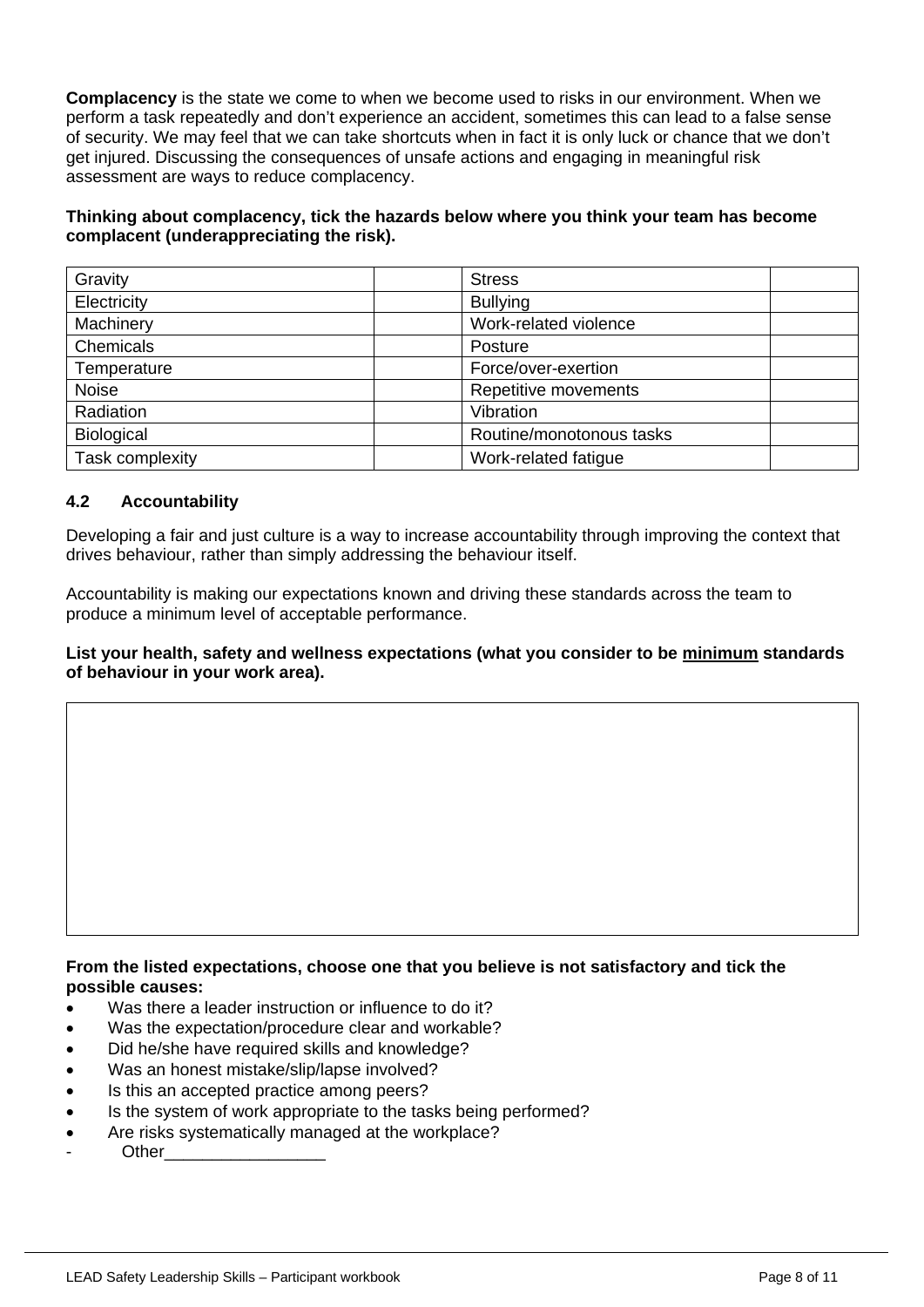**Complacency** is the state we come to when we become used to risks in our environment. When we perform a task repeatedly and don't experience an accident, sometimes this can lead to a false sense of security. We may feel that we can take shortcuts when in fact it is only luck or chance that we don't get injured. Discussing the consequences of unsafe actions and engaging in meaningful risk assessment are ways to reduce complacency.

**Thinking about complacency, tick the hazards below where you think your team has become complacent (underappreciating the risk).**

| | | | |
|---|---|---|---|
| Gravity | | Stress | |
| Electricity | | Bullying | |
| Machinery | | Work-related violence | |
| Chemicals | | Posture | |
| Temperature | | Force/over-exertion | |
| Noise | | Repetitive movements | |
| Radiation | | Vibration | |
| Biological | | Routine/monotonous tasks | |
| Task complexity | | Work-related fatigue | |

### 4.2 Accountability

Developing a fair and just culture is a way to increase accountability through improving the context that drives behaviour, rather than simply addressing the behaviour itself.

Accountability is making our expectations known and driving these standards across the team to produce a minimum level of acceptable performance.

**List your health, safety and wellness expectations (what you consider to be <u>minimum</u> standards of behaviour in your work area).**

**From the listed expectations, choose one that you believe is not satisfactory and tick the possible causes:**

- Was there a leader instruction or influence to do it?
- Was the expectation/procedure clear and workable?
- Did he/she have required skills and knowledge?
- Was an honest mistake/slip/lapse involved?
- Is this an accepted practice among peers?
- Is the system of work appropriate to the tasks being performed?
- Are risks systematically managed at the workplace?
- Other_________________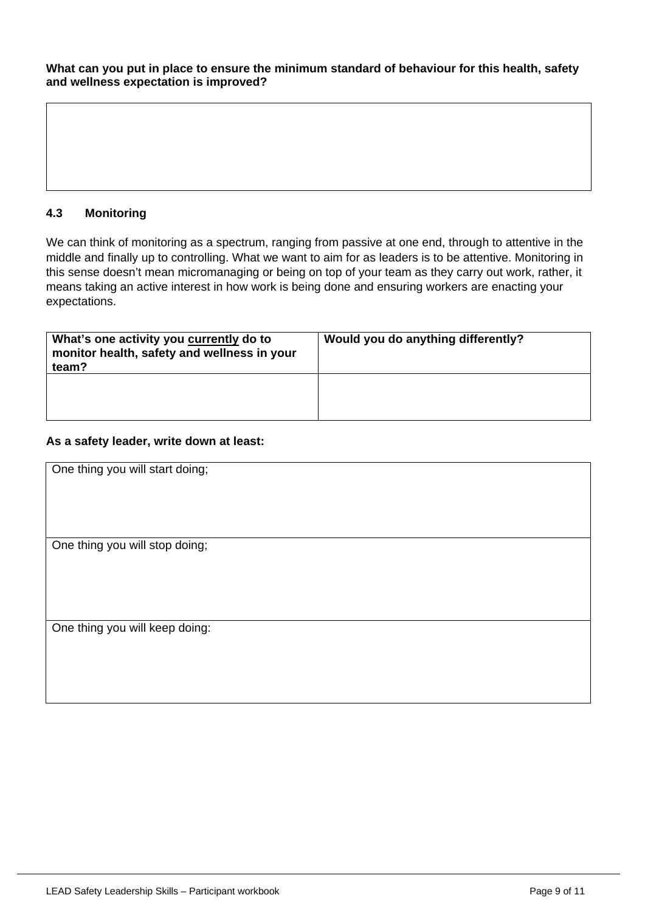**What can you put in place to ensure the minimum standard of behaviour for this health, safety and wellness expectation is improved?**

| |
|---|
| |

## 4.3 Monitoring

We can think of monitoring as a spectrum, ranging from passive at one end, through to attentive in the middle and finally up to controlling. What we want to aim for as leaders is to be attentive. Monitoring in this sense doesn't mean micromanaging or being on top of your team as they carry out work, rather, it means taking an active interest in how work is being done and ensuring workers are enacting your expectations.

| What's one activity you <u>currently</u> do to monitor health, safety and wellness in your team? | Would you do anything differently? |
|---|---|
| | |

**As a safety leader, write down at least:**

| |
|---|
| One thing you will start doing; |
| One thing you will stop doing; |
| One thing you will keep doing: |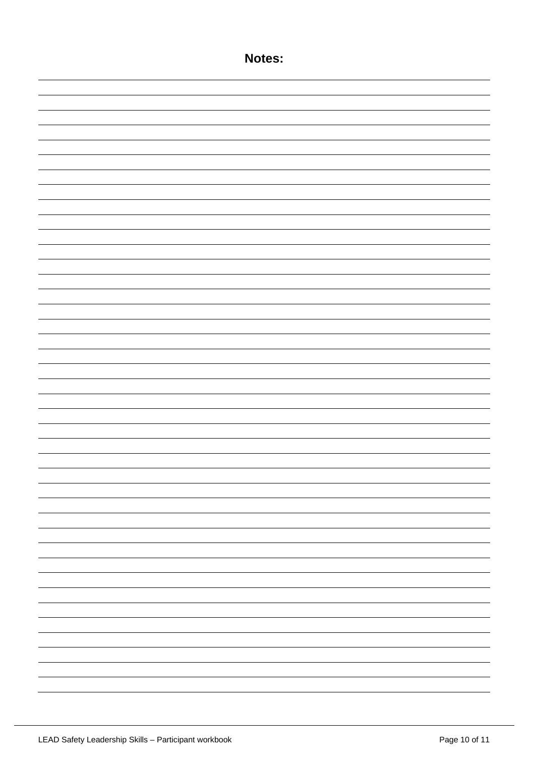**Notes:**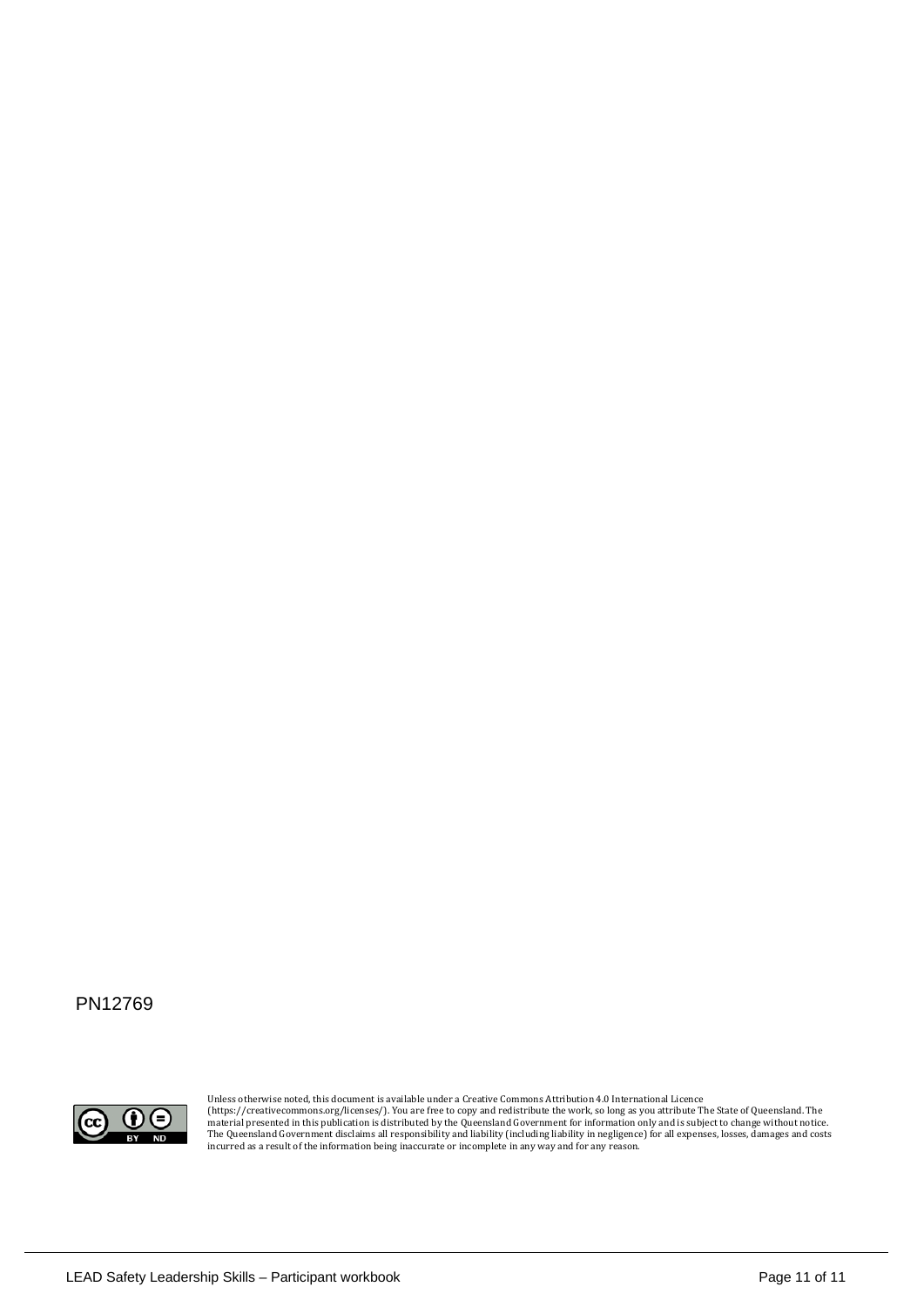PN12769

Unless otherwise noted, this document is available under a Creative Commons Attribution 4.0 International Licence (https://creativecommons.org/licenses/). You are free to copy and redistribute the work, so long as you attribute The State of Queensland. The material presented in this publication is distributed by the Queensland Government for information only and is subject to change without notice. The Queensland Government disclaims all responsibility and liability (including liability in negligence) for all expenses, losses, damages and costs incurred as a result of the information being inaccurate or incomplete in any way and for any reason.